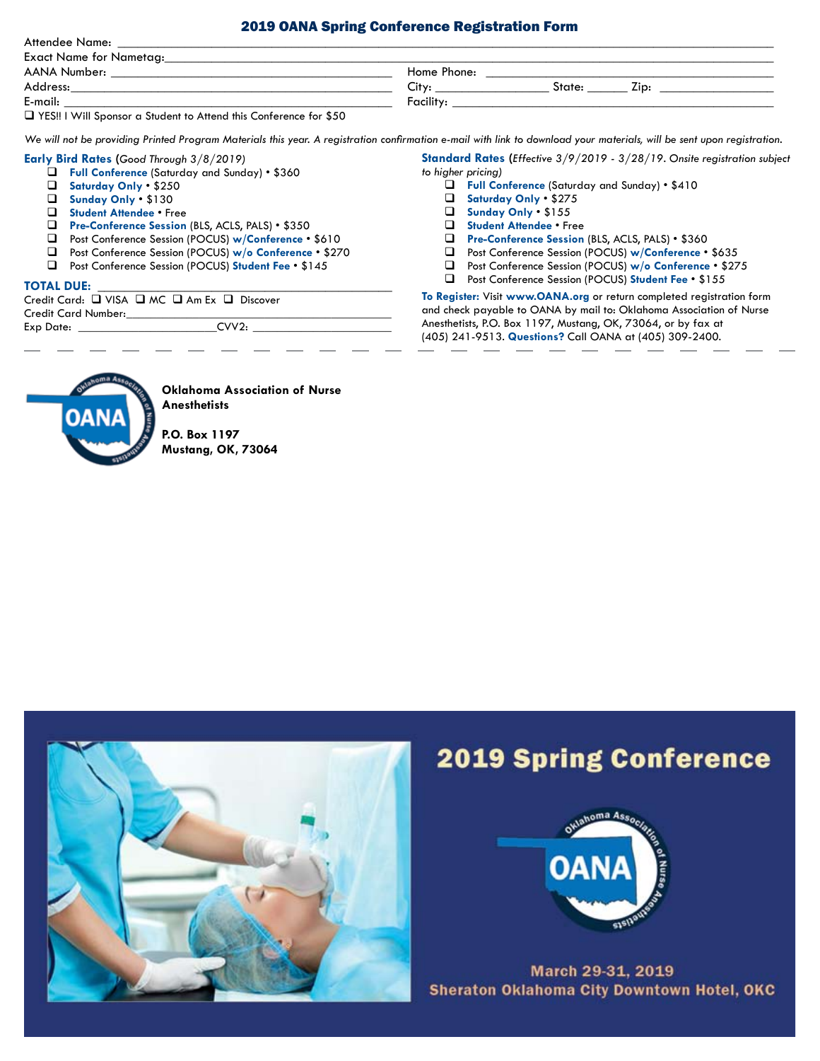# 2019 OANA Spring Conference Registration Form

Attendee Name: ______________________________

Exact Name for Nametag: ______________________________

AANA Number: ______________________________ Home Phone: ______________________________

Address: ______________________________ City: ______________ State: ______ Zip: ______________

E-mail: ______________________________ Facility: ______________________________

❑ YES!! I Will Sponsor a Student to Attend this Conference for $50

*We will not be providing Printed Program Materials this year. A registration confirmation e-mail with link to download your materials, will be sent upon registration.*

**Early Bird Rates** (*Good Through 3/8/2019*)

- ❑ **Full Conference** (Saturday and Sunday) • $360
- ❑ **Saturday Only** • $250
- ❑ **Sunday Only** • $130
- ❑ **Student Attendee** • Free
- ❑ **Pre-Conference Session** (BLS, ACLS, PALS) • $350
- ❑ Post Conference Session (POCUS) **w/Conference** • $610
- ❑ Post Conference Session (POCUS) **w/o Conference** • $270
- ❑ Post Conference Session (POCUS) **Student Fee** • $145

**TOTAL DUE:** ______________________________

Credit Card: ❑ VISA ❑ MC ❑ Am Ex ❑ Discover

Credit Card Number: ______________________________

Exp Date: ______________________ CVV2: ______________________

**Standard Rates** (*Effective 3/9/2019 - 3/28/19. Onsite registration subject to higher pricing*)

- ❑ **Full Conference** (Saturday and Sunday) • $410
- ❑ **Saturday Only** • $275
- ❑ **Sunday Only** • $155
- ❑ **Student Attendee** • Free
- ❑ **Pre-Conference Session** (BLS, ACLS, PALS) • $360
- ❑ Post Conference Session (POCUS) **w/Conference** • $635
- ❑ Post Conference Session (POCUS) **w/o Conference** • $275
- ❑ Post Conference Session (POCUS) **Student Fee** • $155

**To Register:** Visit **www.OANA.org** or return completed registration form and check payable to OANA by mail to: Oklahoma Association of Nurse Anesthetists, P.O. Box 1197, Mustang, OK, 73064, or by fax at (405) 241-9513. **Questions?** Call OANA at (405) 309-2400.

---

**Oklahoma Association of Nurse Anesthetists**

**P.O. Box 1197**
**Mustang, OK, 73064**

## 2019 Spring Conference

**March 29-31, 2019**
**Sheraton Oklahoma City Downtown Hotel, OKC**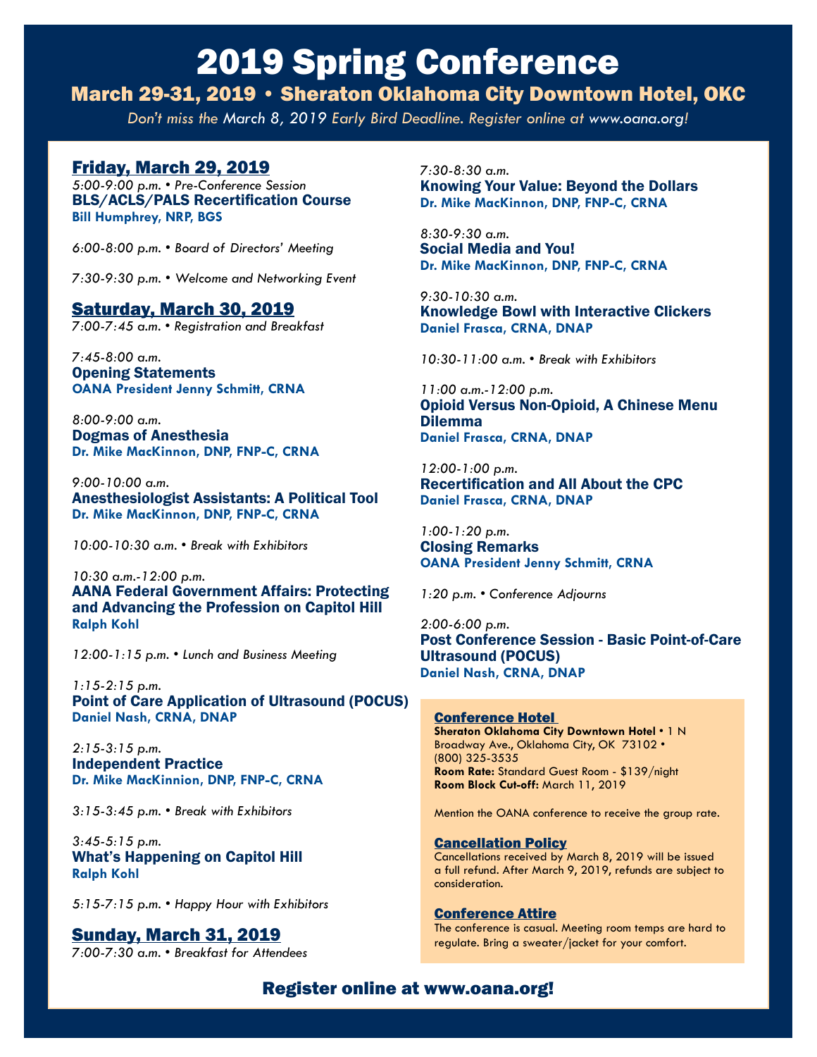# 2019 Spring Conference

## March 29-31, 2019 • Sheraton Oklahoma City Downtown Hotel, OKC

*Don't miss the March 8, 2019 Early Bird Deadline. Register online at www.oana.org!*

## Friday, March 29, 2019

*5:00-9:00 p.m. • Pre-Conference Session*
**BLS/ACLS/PALS Recertification Course**
**Bill Humphrey, NRP, BGS**

*6:00-8:00 p.m. • Board of Directors' Meeting*

*7:30-9:30 p.m. • Welcome and Networking Event*

## Saturday, March 30, 2019

*7:00-7:45 a.m. • Registration and Breakfast*

*7:45-8:00 a.m.*
**Opening Statements**
**OANA President Jenny Schmitt, CRNA**

*8:00-9:00 a.m.*
**Dogmas of Anesthesia**
**Dr. Mike MacKinnon, DNP, FNP-C, CRNA**

*9:00-10:00 a.m.*
**Anesthesiologist Assistants: A Political Tool**
**Dr. Mike MacKinnon, DNP, FNP-C, CRNA**

*10:00-10:30 a.m. • Break with Exhibitors*

*10:30 a.m.-12:00 p.m.*
**AANA Federal Government Affairs: Protecting and Advancing the Profession on Capitol Hill**
**Ralph Kohl**

*12:00-1:15 p.m. • Lunch and Business Meeting*

*1:15-2:15 p.m.*
**Point of Care Application of Ultrasound (POCUS)**
**Daniel Nash, CRNA, DNAP**

*2:15-3:15 p.m.*
**Independent Practice**
**Dr. Mike MacKinnion, DNP, FNP-C, CRNA**

*3:15-3:45 p.m. • Break with Exhibitors*

*3:45-5:15 p.m.*
**What's Happening on Capitol Hill**
**Ralph Kohl**

*5:15-7:15 p.m. • Happy Hour with Exhibitors*

## Sunday, March 31, 2019

*7:00-7:30 a.m. • Breakfast for Attendees*

*7:30-8:30 a.m.*
**Knowing Your Value: Beyond the Dollars**
**Dr. Mike MacKinnon, DNP, FNP-C, CRNA**

*8:30-9:30 a.m.*
**Social Media and You!**
**Dr. Mike MacKinnon, DNP, FNP-C, CRNA**

*9:30-10:30 a.m.*
**Knowledge Bowl with Interactive Clickers**
**Daniel Frasca, CRNA, DNAP**

*10:30-11:00 a.m. • Break with Exhibitors*

*11:00 a.m.-12:00 p.m.*
**Opioid Versus Non-Opioid, A Chinese Menu Dilemma**
**Daniel Frasca, CRNA, DNAP**

*12:00-1:00 p.m.*
**Recertification and All About the CPC**
**Daniel Frasca, CRNA, DNAP**

*1:00-1:20 p.m.*
**Closing Remarks**
**OANA President Jenny Schmitt, CRNA**

*1:20 p.m. • Conference Adjourns*

*2:00-6:00 p.m.*
**Post Conference Session - Basic Point-of-Care Ultrasound (POCUS)**
**Daniel Nash, CRNA, DNAP**

### Conference Hotel

**Sheraton Oklahoma City Downtown Hotel** • 1 N Broadway Ave., Oklahoma City, OK 73102 • (800) 325-3535
**Room Rate:** Standard Guest Room - $139/night
**Room Block Cut-off:** March 11, 2019

Mention the OANA conference to receive the group rate.

### Cancellation Policy

Cancellations received by March 8, 2019 will be issued a full refund. After March 9, 2019, refunds are subject to consideration.

### Conference Attire

The conference is casual. Meeting room temps are hard to regulate. Bring a sweater/jacket for your comfort.

## Register online at www.oana.org!